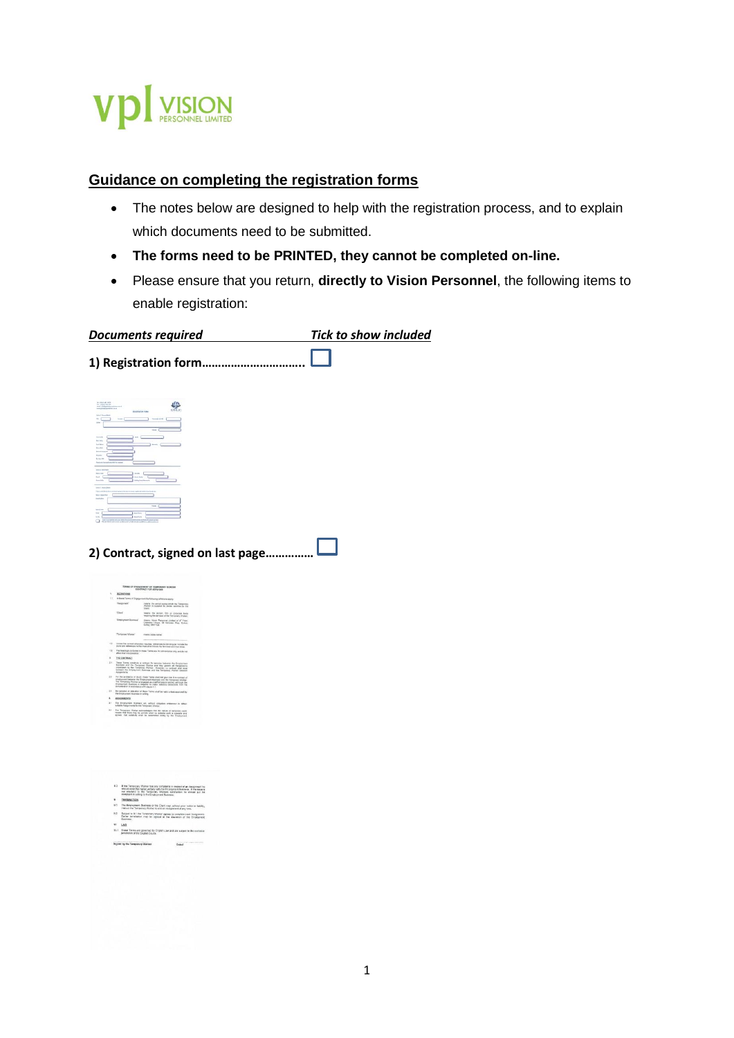## Guidance on completing the registration forms

- The notes below are designed to help with the registration process, and to explain which documents need to be submitted.
- **The forms need to be PRINTED, they cannot be completed on-line.**
- Please ensure that you return, **directly to Vision Personnel**, the following items to enable registration:

| ***Documents required*** | ***Tick to show included*** |
|---|---|
| **1) Registration form…………………………..** | ☐ |
| **2) Contract, signed on last page……………** | ☐ |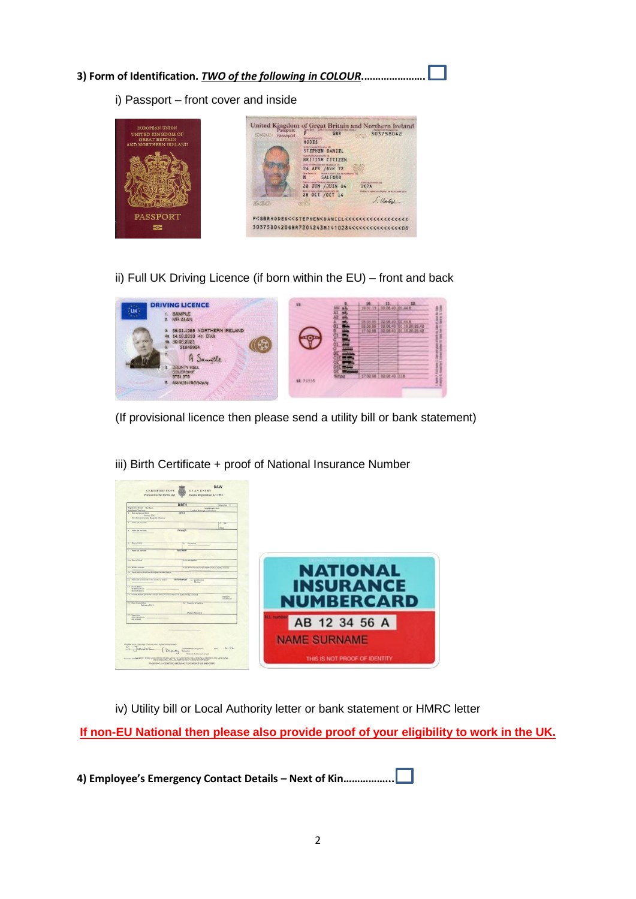**3) Form of Identification. *TWO of the following in COLOUR*......................** ☐

i) Passport – front cover and inside

ii) Full UK Driving Licence (if born within the EU) – front and back

(If provisional licence then please send a utility bill or bank statement)

iii) Birth Certificate + proof of National Insurance Number

iv) Utility bill or Local Authority letter or bank statement or HMRC letter

**If non-EU National then please also provide proof of your eligibility to work in the UK.**

**4) Employee's Emergency Contact Details – Next of Kin.................** ☐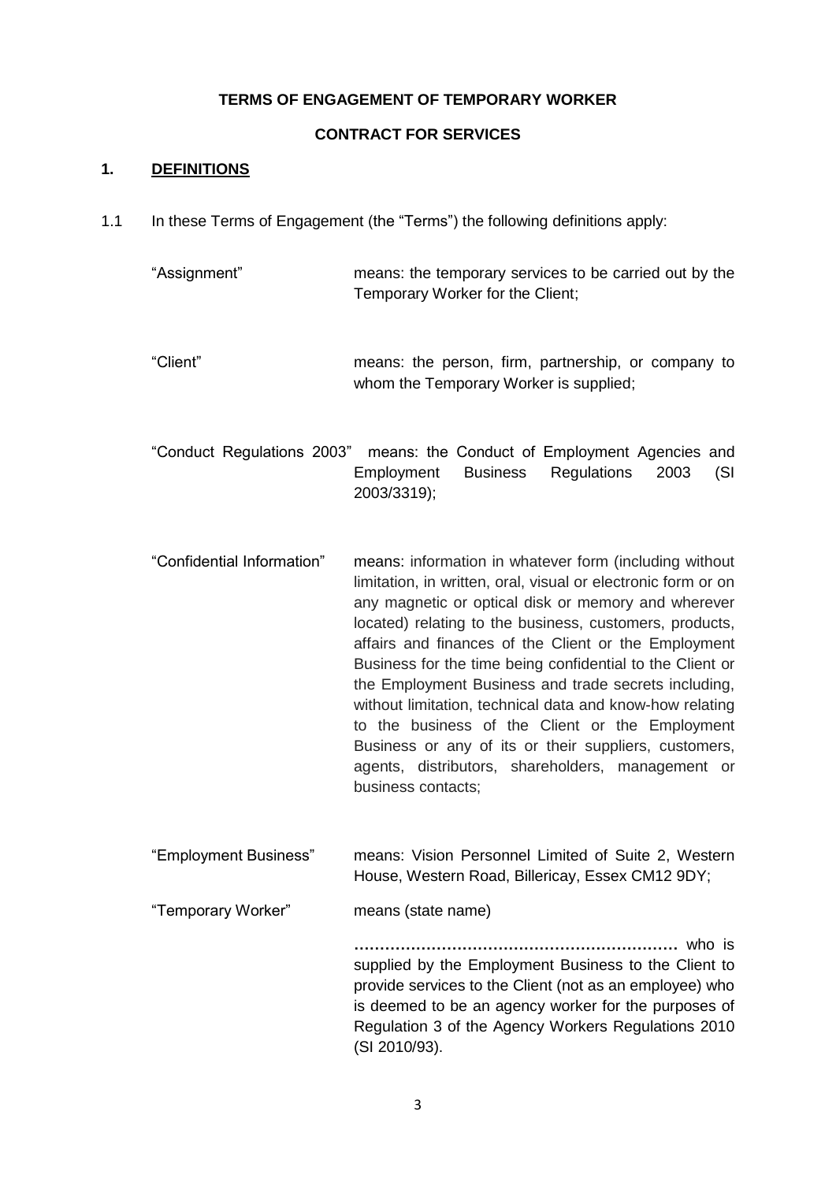**TERMS OF ENGAGEMENT OF TEMPORARY WORKER**

**CONTRACT FOR SERVICES**

## 1. DEFINITIONS

1.1 In these Terms of Engagement (the "Terms") the following definitions apply:

"Assignment" means: the temporary services to be carried out by the Temporary Worker for the Client;

"Client" means: the person, firm, partnership, or company to whom the Temporary Worker is supplied;

"Conduct Regulations 2003" means: the Conduct of Employment Agencies and Employment Business Regulations 2003 (SI 2003/3319);

"Confidential Information" means: information in whatever form (including without limitation, in written, oral, visual or electronic form or on any magnetic or optical disk or memory and wherever located) relating to the business, customers, products, affairs and finances of the Client or the Employment Business for the time being confidential to the Client or the Employment Business and trade secrets including, without limitation, technical data and know-how relating to the business of the Client or the Employment Business or any of its or their suppliers, customers, agents, distributors, shareholders, management or business contacts;

"Employment Business" means: Vision Personnel Limited of Suite 2, Western House, Western Road, Billericay, Essex CM12 9DY;

"Temporary Worker" means (state name)

**………………………………………………………** who is supplied by the Employment Business to the Client to provide services to the Client (not as an employee) who is deemed to be an agency worker for the purposes of Regulation 3 of the Agency Workers Regulations 2010 (SI 2010/93).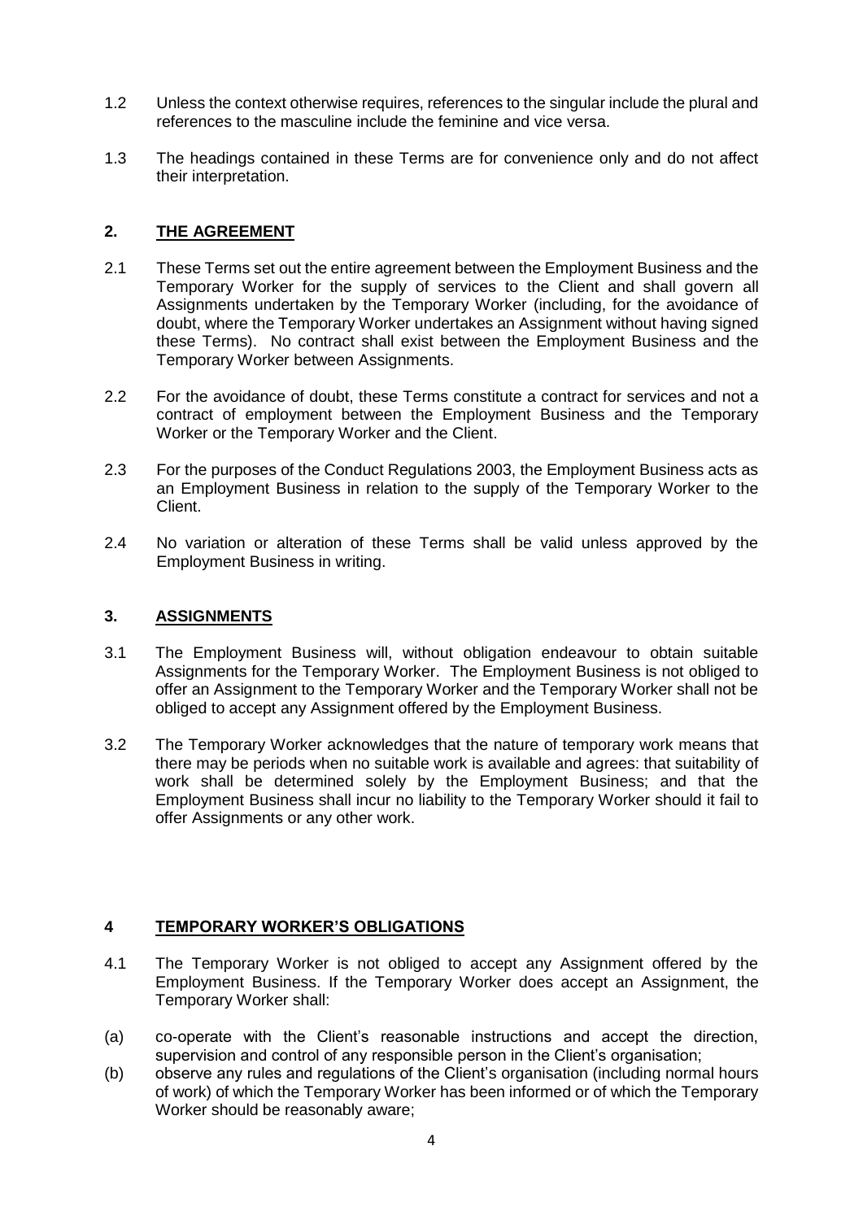1.2 Unless the context otherwise requires, references to the singular include the plural and references to the masculine include the feminine and vice versa.

1.3 The headings contained in these Terms are for convenience only and do not affect their interpretation.

## 2. THE AGREEMENT

2.1 These Terms set out the entire agreement between the Employment Business and the Temporary Worker for the supply of services to the Client and shall govern all Assignments undertaken by the Temporary Worker (including, for the avoidance of doubt, where the Temporary Worker undertakes an Assignment without having signed these Terms). No contract shall exist between the Employment Business and the Temporary Worker between Assignments.

2.2 For the avoidance of doubt, these Terms constitute a contract for services and not a contract of employment between the Employment Business and the Temporary Worker or the Temporary Worker and the Client.

2.3 For the purposes of the Conduct Regulations 2003, the Employment Business acts as an Employment Business in relation to the supply of the Temporary Worker to the Client.

2.4 No variation or alteration of these Terms shall be valid unless approved by the Employment Business in writing.

## 3. ASSIGNMENTS

3.1 The Employment Business will, without obligation endeavour to obtain suitable Assignments for the Temporary Worker. The Employment Business is not obliged to offer an Assignment to the Temporary Worker and the Temporary Worker shall not be obliged to accept any Assignment offered by the Employment Business.

3.2 The Temporary Worker acknowledges that the nature of temporary work means that there may be periods when no suitable work is available and agrees: that suitability of work shall be determined solely by the Employment Business; and that the Employment Business shall incur no liability to the Temporary Worker should it fail to offer Assignments or any other work.

## 4 TEMPORARY WORKER'S OBLIGATIONS

4.1 The Temporary Worker is not obliged to accept any Assignment offered by the Employment Business. If the Temporary Worker does accept an Assignment, the Temporary Worker shall:

(a) co-operate with the Client's reasonable instructions and accept the direction, supervision and control of any responsible person in the Client's organisation;

(b) observe any rules and regulations of the Client's organisation (including normal hours of work) of which the Temporary Worker has been informed or of which the Temporary Worker should be reasonably aware;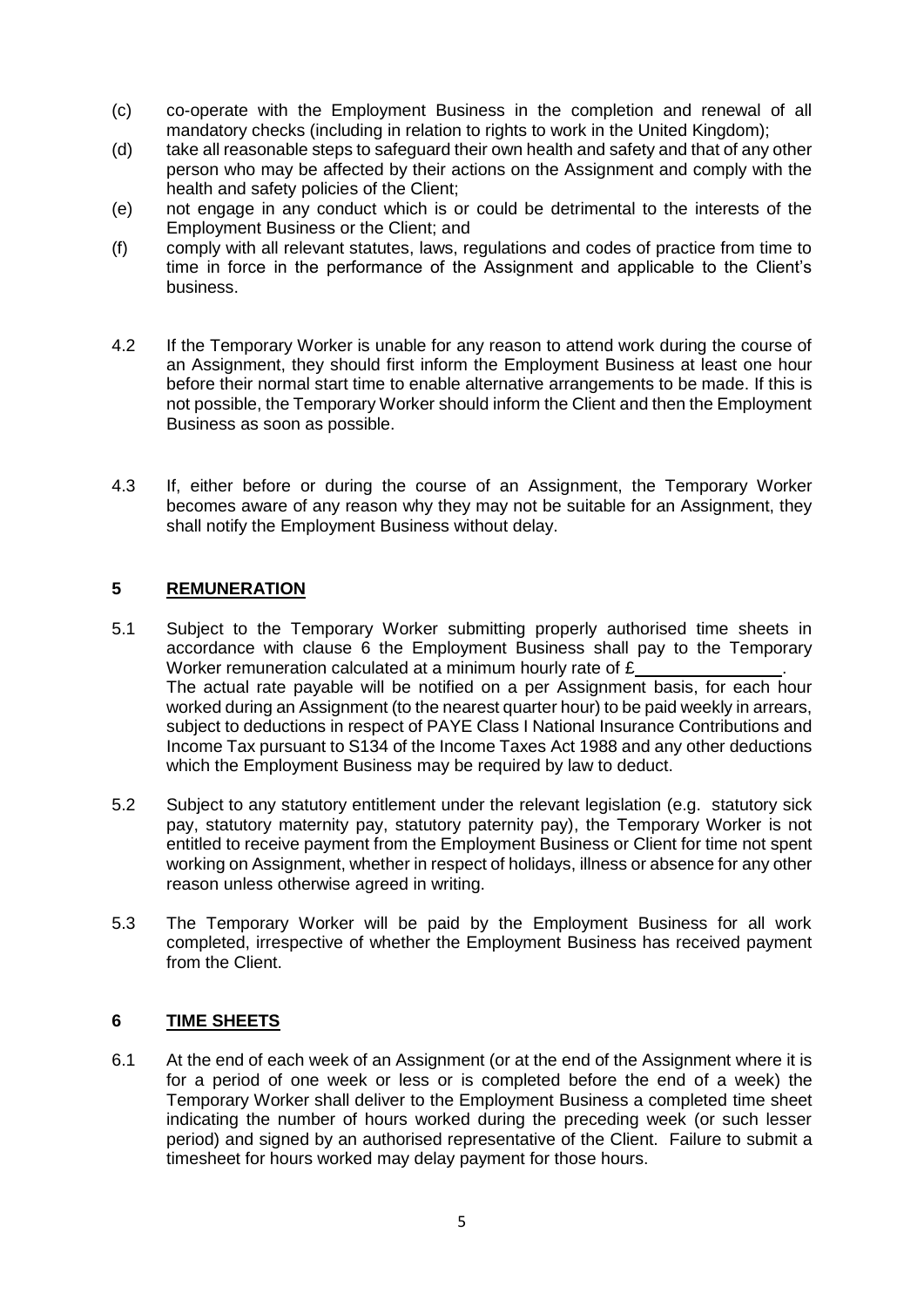(c) co-operate with the Employment Business in the completion and renewal of all mandatory checks (including in relation to rights to work in the United Kingdom);

(d) take all reasonable steps to safeguard their own health and safety and that of any other person who may be affected by their actions on the Assignment and comply with the health and safety policies of the Client;

(e) not engage in any conduct which is or could be detrimental to the interests of the Employment Business or the Client; and

(f) comply with all relevant statutes, laws, regulations and codes of practice from time to time in force in the performance of the Assignment and applicable to the Client's business.

4.2 If the Temporary Worker is unable for any reason to attend work during the course of an Assignment, they should first inform the Employment Business at least one hour before their normal start time to enable alternative arrangements to be made. If this is not possible, the Temporary Worker should inform the Client and then the Employment Business as soon as possible.

4.3 If, either before or during the course of an Assignment, the Temporary Worker becomes aware of any reason why they may not be suitable for an Assignment, they shall notify the Employment Business without delay.

## 5 REMUNERATION

5.1 Subject to the Temporary Worker submitting properly authorised time sheets in accordance with clause 6 the Employment Business shall pay to the Temporary Worker remuneration calculated at a minimum hourly rate of £\_\_\_\_\_\_\_\_\_\_\_\_\_\_\_\_. The actual rate payable will be notified on a per Assignment basis, for each hour worked during an Assignment (to the nearest quarter hour) to be paid weekly in arrears, subject to deductions in respect of PAYE Class I National Insurance Contributions and Income Tax pursuant to S134 of the Income Taxes Act 1988 and any other deductions which the Employment Business may be required by law to deduct.

5.2 Subject to any statutory entitlement under the relevant legislation (e.g. statutory sick pay, statutory maternity pay, statutory paternity pay), the Temporary Worker is not entitled to receive payment from the Employment Business or Client for time not spent working on Assignment, whether in respect of holidays, illness or absence for any other reason unless otherwise agreed in writing.

5.3 The Temporary Worker will be paid by the Employment Business for all work completed, irrespective of whether the Employment Business has received payment from the Client.

## 6 TIME SHEETS

6.1 At the end of each week of an Assignment (or at the end of the Assignment where it is for a period of one week or less or is completed before the end of a week) the Temporary Worker shall deliver to the Employment Business a completed time sheet indicating the number of hours worked during the preceding week (or such lesser period) and signed by an authorised representative of the Client. Failure to submit a timesheet for hours worked may delay payment for those hours.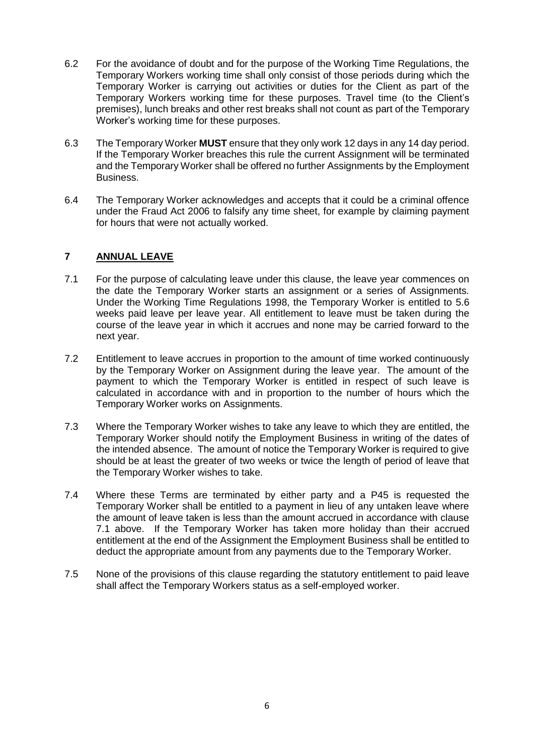6.2 For the avoidance of doubt and for the purpose of the Working Time Regulations, the Temporary Workers working time shall only consist of those periods during which the Temporary Worker is carrying out activities or duties for the Client as part of the Temporary Workers working time for these purposes. Travel time (to the Client's premises), lunch breaks and other rest breaks shall not count as part of the Temporary Worker's working time for these purposes.

6.3 The Temporary Worker **MUST** ensure that they only work 12 days in any 14 day period. If the Temporary Worker breaches this rule the current Assignment will be terminated and the Temporary Worker shall be offered no further Assignments by the Employment Business.

6.4 The Temporary Worker acknowledges and accepts that it could be a criminal offence under the Fraud Act 2006 to falsify any time sheet, for example by claiming payment for hours that were not actually worked.

## 7 ANNUAL LEAVE

7.1 For the purpose of calculating leave under this clause, the leave year commences on the date the Temporary Worker starts an assignment or a series of Assignments. Under the Working Time Regulations 1998, the Temporary Worker is entitled to 5.6 weeks paid leave per leave year. All entitlement to leave must be taken during the course of the leave year in which it accrues and none may be carried forward to the next year.

7.2 Entitlement to leave accrues in proportion to the amount of time worked continuously by the Temporary Worker on Assignment during the leave year. The amount of the payment to which the Temporary Worker is entitled in respect of such leave is calculated in accordance with and in proportion to the number of hours which the Temporary Worker works on Assignments.

7.3 Where the Temporary Worker wishes to take any leave to which they are entitled, the Temporary Worker should notify the Employment Business in writing of the dates of the intended absence. The amount of notice the Temporary Worker is required to give should be at least the greater of two weeks or twice the length of period of leave that the Temporary Worker wishes to take.

7.4 Where these Terms are terminated by either party and a P45 is requested the Temporary Worker shall be entitled to a payment in lieu of any untaken leave where the amount of leave taken is less than the amount accrued in accordance with clause 7.1 above. If the Temporary Worker has taken more holiday than their accrued entitlement at the end of the Assignment the Employment Business shall be entitled to deduct the appropriate amount from any payments due to the Temporary Worker.

7.5 None of the provisions of this clause regarding the statutory entitlement to paid leave shall affect the Temporary Workers status as a self-employed worker.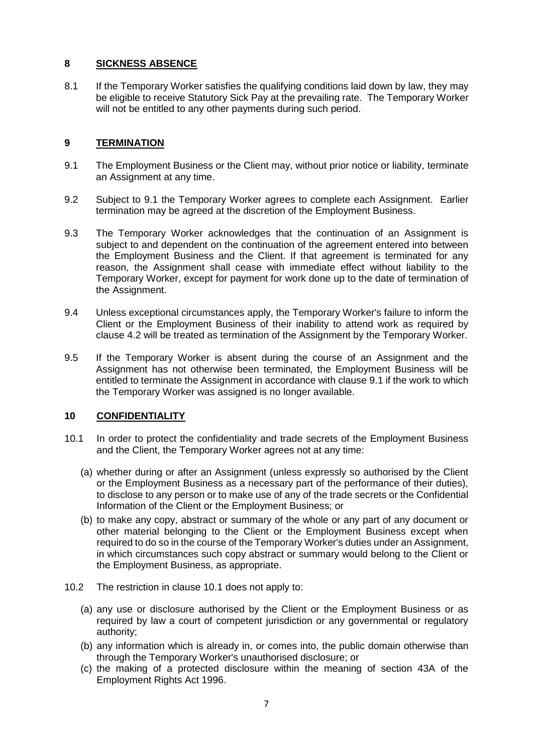## 8 SICKNESS ABSENCE

8.1 If the Temporary Worker satisfies the qualifying conditions laid down by law, they may be eligible to receive Statutory Sick Pay at the prevailing rate. The Temporary Worker will not be entitled to any other payments during such period.

## 9 TERMINATION

9.1 The Employment Business or the Client may, without prior notice or liability, terminate an Assignment at any time.

9.2 Subject to 9.1 the Temporary Worker agrees to complete each Assignment. Earlier termination may be agreed at the discretion of the Employment Business.

9.3 The Temporary Worker acknowledges that the continuation of an Assignment is subject to and dependent on the continuation of the agreement entered into between the Employment Business and the Client. If that agreement is terminated for any reason, the Assignment shall cease with immediate effect without liability to the Temporary Worker, except for payment for work done up to the date of termination of the Assignment.

9.4 Unless exceptional circumstances apply, the Temporary Worker's failure to inform the Client or the Employment Business of their inability to attend work as required by clause 4.2 will be treated as termination of the Assignment by the Temporary Worker.

9.5 If the Temporary Worker is absent during the course of an Assignment and the Assignment has not otherwise been terminated, the Employment Business will be entitled to terminate the Assignment in accordance with clause 9.1 if the work to which the Temporary Worker was assigned is no longer available.

## 10 CONFIDENTIALITY

10.1 In order to protect the confidentiality and trade secrets of the Employment Business and the Client, the Temporary Worker agrees not at any time:

(a) whether during or after an Assignment (unless expressly so authorised by the Client or the Employment Business as a necessary part of the performance of their duties), to disclose to any person or to make use of any of the trade secrets or the Confidential Information of the Client or the Employment Business; or

(b) to make any copy, abstract or summary of the whole or any part of any document or other material belonging to the Client or the Employment Business except when required to do so in the course of the Temporary Worker's duties under an Assignment, in which circumstances such copy abstract or summary would belong to the Client or the Employment Business, as appropriate.

10.2 The restriction in clause 10.1 does not apply to:

(a) any use or disclosure authorised by the Client or the Employment Business or as required by law a court of competent jurisdiction or any governmental or regulatory authority;

(b) any information which is already in, or comes into, the public domain otherwise than through the Temporary Worker's unauthorised disclosure; or

(c) the making of a protected disclosure within the meaning of section 43A of the Employment Rights Act 1996.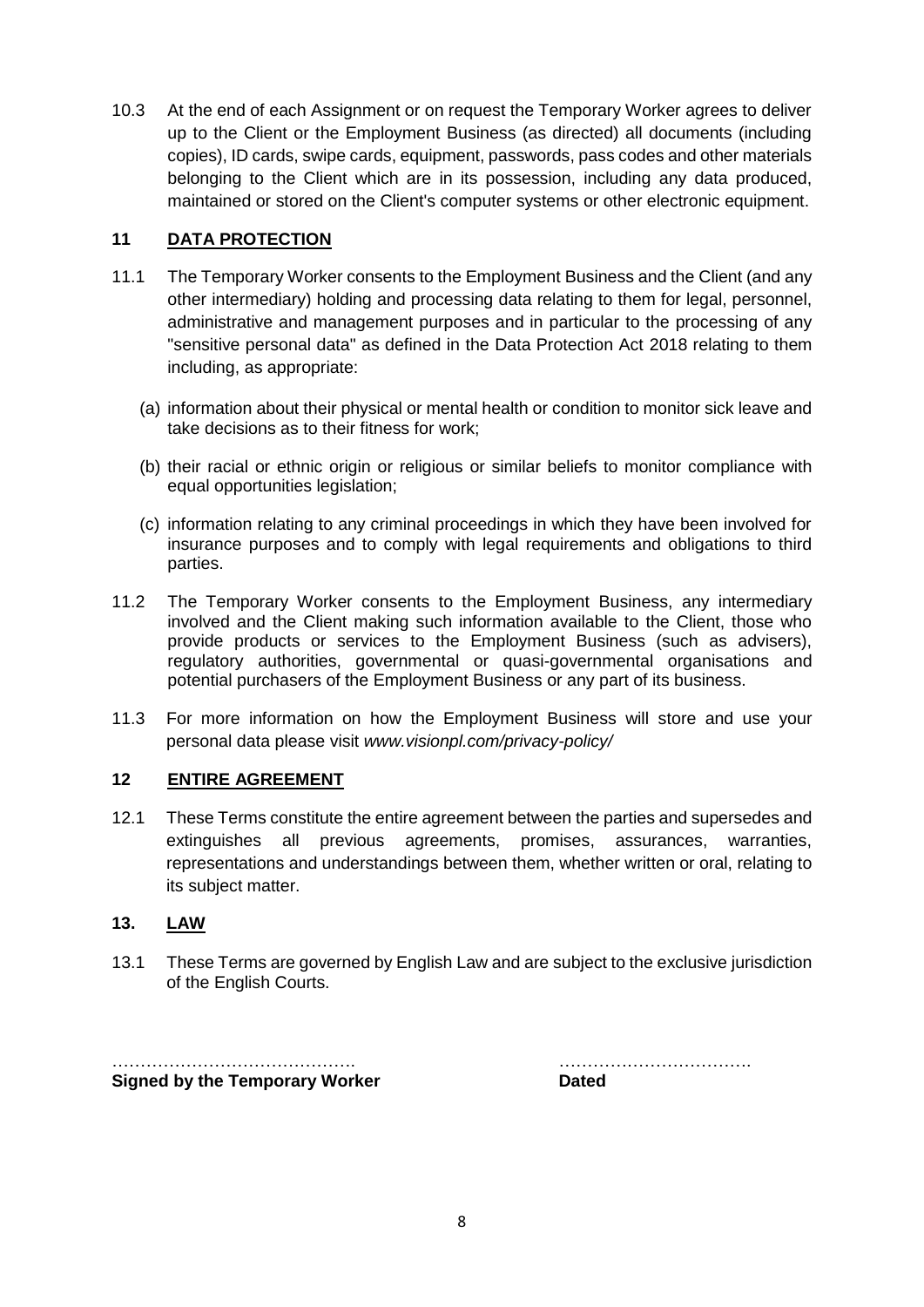10.3 At the end of each Assignment or on request the Temporary Worker agrees to deliver up to the Client or the Employment Business (as directed) all documents (including copies), ID cards, swipe cards, equipment, passwords, pass codes and other materials belonging to the Client which are in its possession, including any data produced, maintained or stored on the Client's computer systems or other electronic equipment.

## 11 DATA PROTECTION

11.1 The Temporary Worker consents to the Employment Business and the Client (and any other intermediary) holding and processing data relating to them for legal, personnel, administrative and management purposes and in particular to the processing of any "sensitive personal data" as defined in the Data Protection Act 2018 relating to them including, as appropriate:

(a) information about their physical or mental health or condition to monitor sick leave and take decisions as to their fitness for work;

(b) their racial or ethnic origin or religious or similar beliefs to monitor compliance with equal opportunities legislation;

(c) information relating to any criminal proceedings in which they have been involved for insurance purposes and to comply with legal requirements and obligations to third parties.

11.2 The Temporary Worker consents to the Employment Business, any intermediary involved and the Client making such information available to the Client, those who provide products or services to the Employment Business (such as advisers), regulatory authorities, governmental or quasi-governmental organisations and potential purchasers of the Employment Business or any part of its business.

11.3 For more information on how the Employment Business will store and use your personal data please visit *www.visionpl.com/privacy-policy/*

## 12 ENTIRE AGREEMENT

12.1 These Terms constitute the entire agreement between the parties and supersedes and extinguishes all previous agreements, promises, assurances, warranties, representations and understandings between them, whether written or oral, relating to its subject matter.

## 13. LAW

13.1 These Terms are governed by English Law and are subject to the exclusive jurisdiction of the English Courts.

……………………………………. ……………………………

**Signed by the Temporary Worker** **Dated**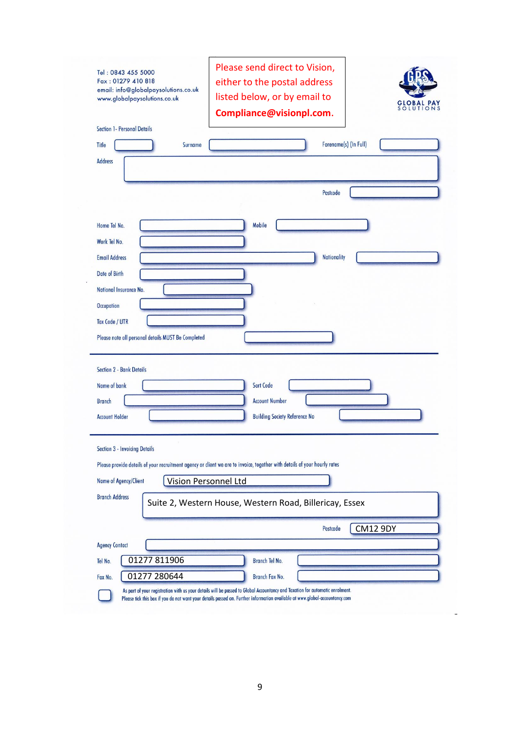Tel : 0843 455 5000
Fax : 01279 410 818
email: info@globalpaysolutions.co.uk
www.globalpaysolutions.co.uk

Please send direct to Vision, either to the postal address listed below, or by email to **Compliance@visionpl.com**.

GLOBAL PAY SOLUTIONS

## Section 1- Personal Details

| | | | | | |
|---|---|---|---|---|---|
| Title | | Surname | | Forename(s) (In Full) | |
| Address | | | | | |
| | | | | Postcode | |
| Home Tel No. | | Mobile | | | |
| Work Tel No. | | | | | |
| Email Address | | | | Nationality | |
| Date of Birth | | | | | |
| National Insurance No. | | | | | |
| Occupation | | | | | |
| Tax Code / UTR | | | | | |

Please note all personal details MUST Be Completed

## Section 2 - Bank Details

| | | | |
|---|---|---|---|
| Name of bank | | Sort Code | |
| Branch | | Account Number | |
| Account Holder | | Building Society Reference No | |

## Section 3 - Invoicing Details

Please provide details of your recruitment agency or client we are to invoice, together with details of your hourly rates

| | | | |
|---|---|---|---|
| Name of Agency/Client | Vision Personnel Ltd | | |
| Branch Address | Suite 2, Western House, Western Road, Billericay, Essex | | |
| | | Postcode | CM12 9DY |
| Agency Contact | | | |
| Tel No. | 01277 811906 | Branch Tel No. | |
| Fax No. | 01277 280644 | Branch Fax No. | |

☐ As part of your registration with us your details will be passed to Global Accountancy and Taxation for automatic enrolment. Please tick this box if you do not want your details passed on. Further information available at www.global-accountancy.com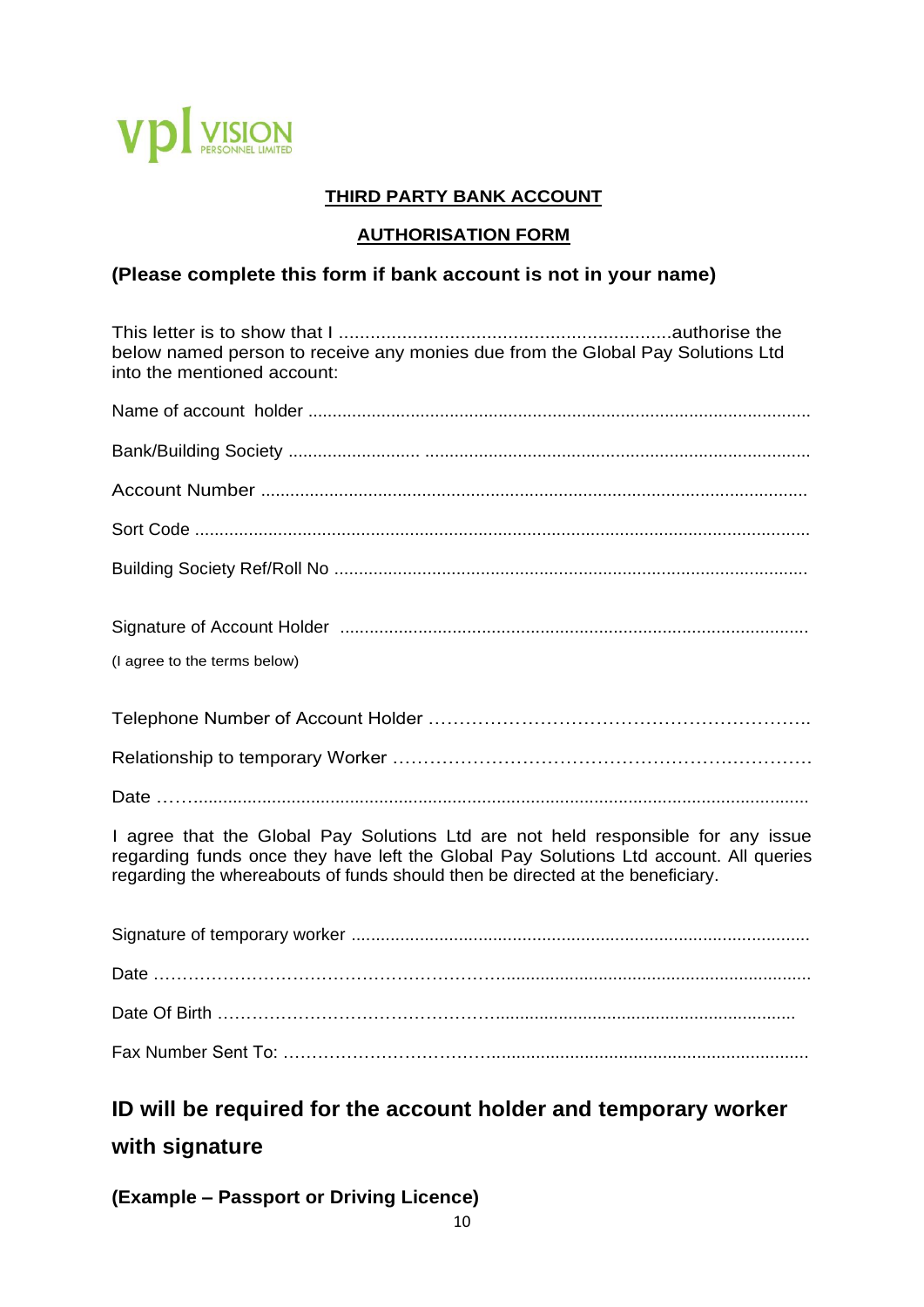vpl VISION PERSONNEL LIMITED

**THIRD PARTY BANK ACCOUNT**

**AUTHORISATION FORM**

### (Please complete this form if bank account is not in your name)

This letter is to show that I ................................................................authorise the below named person to receive any monies due from the Global Pay Solutions Ltd into the mentioned account:

Name of account holder .......................................................................................................

Bank/Building Society .......................... ...............................................................................

Account Number ...............................................................................................................

Sort Code .............................................................................................................................

Building Society Ref/Roll No .................................................................................................

Signature of Account Holder ................................................................................................

(I agree to the terms below)

Telephone Number of Account Holder ……………………………………………………..

Relationship to temporary Worker ……………………………………………………….

Date ……...............................................................................................................................

I agree that the Global Pay Solutions Ltd are not held responsible for any issue regarding funds once they have left the Global Pay Solutions Ltd account. All queries regarding the whereabouts of funds should then be directed at the beneficiary.

Signature of temporary worker ..............................................................................................

Date …………………………………………………...............................................................

Date Of Birth ………………………………………….............................................................

Fax Number Sent To: ………………..………………...........................................................

## ID will be required for the account holder and temporary worker with signature

**(Example – Passport or Driving Licence)**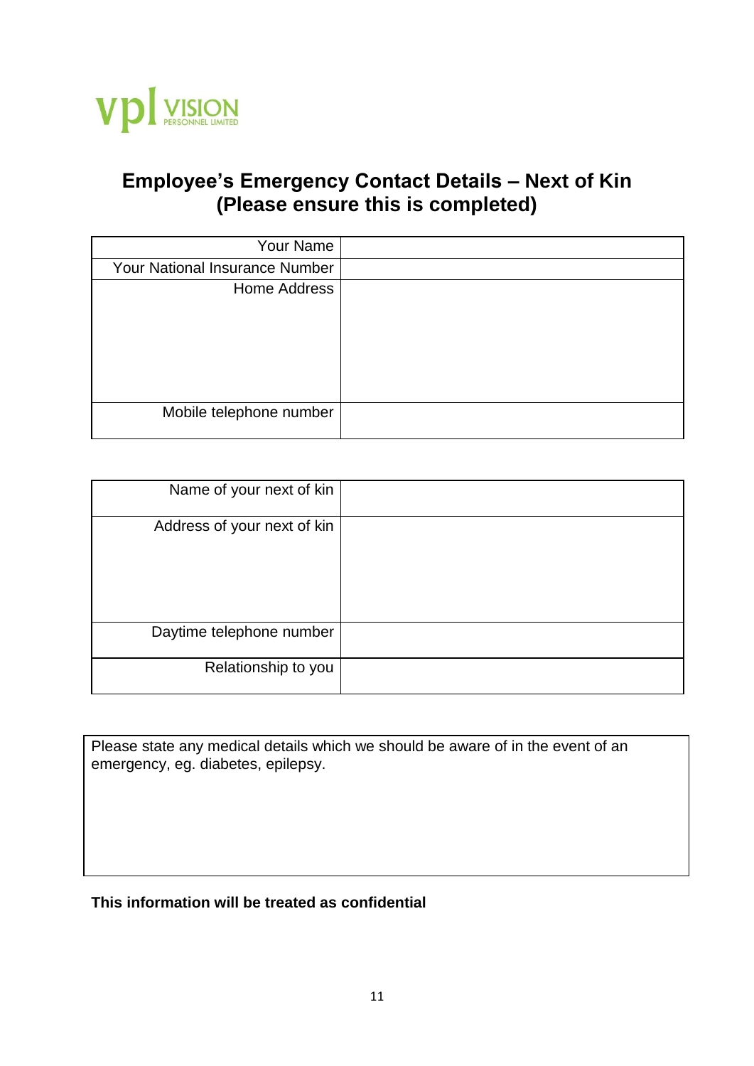vpl VISION
PERSONNEL LIMITED

## Employee's Emergency Contact Details – Next of Kin (Please ensure this is completed)

| | |
|---|---|
| Your Name | |
| Your National Insurance Number | |
| Home Address | |
| Mobile telephone number | |

| | |
|---|---|
| Name of your next of kin | |
| Address of your next of kin | |
| Daytime telephone number | |
| Relationship to you | |

| |
|---|
| Please state any medical details which we should be aware of in the event of an emergency, eg. diabetes, epilepsy. |

**This information will be treated as confidential**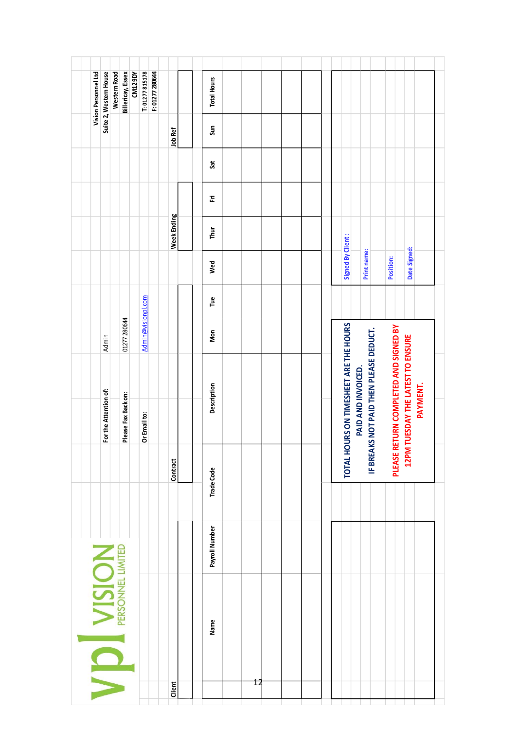# VISION PERSONNEL LIMITED

Vision Personnel Ltd
Suite 2, Western House
Western Road
Billericay, Essex
CM12 9DY
T: 01277 815178
F: 01277 280644

For the Attention of: Admin

Please Fax Back on: 01277 280644

Or Email to: Admin@visionpl.com

Client: 

Contract: 

Week Ending: 

Job Ref: 

| Name | Payroll Number | Trade Code | Description | Mon | Tue | Wed | Thur | Fri | Sat | Sun | Total Hours |
|---|---|---|---|---|---|---|---|---|---|---|---|
| | | | | | | | | | | | |
| | | | | | | | | | | | |
| | | | | | | | | | | | |
| | | | | | | | | | | | |
| | | | | | | | | | | | |

**TOTAL HOURS ON TIMESHEET ARE THE HOURS PAID AND INVOICED.**

**IF BREAKS NOT PAID THEN PLEASE DEDUCT.**

**PLEASE RETURN COMPLETED AND SIGNED BY 12PM TUESDAY THE LATEST TO ENSURE PAYMENT.**

Signed By Client:

Print name:

Position:

Date Signed: